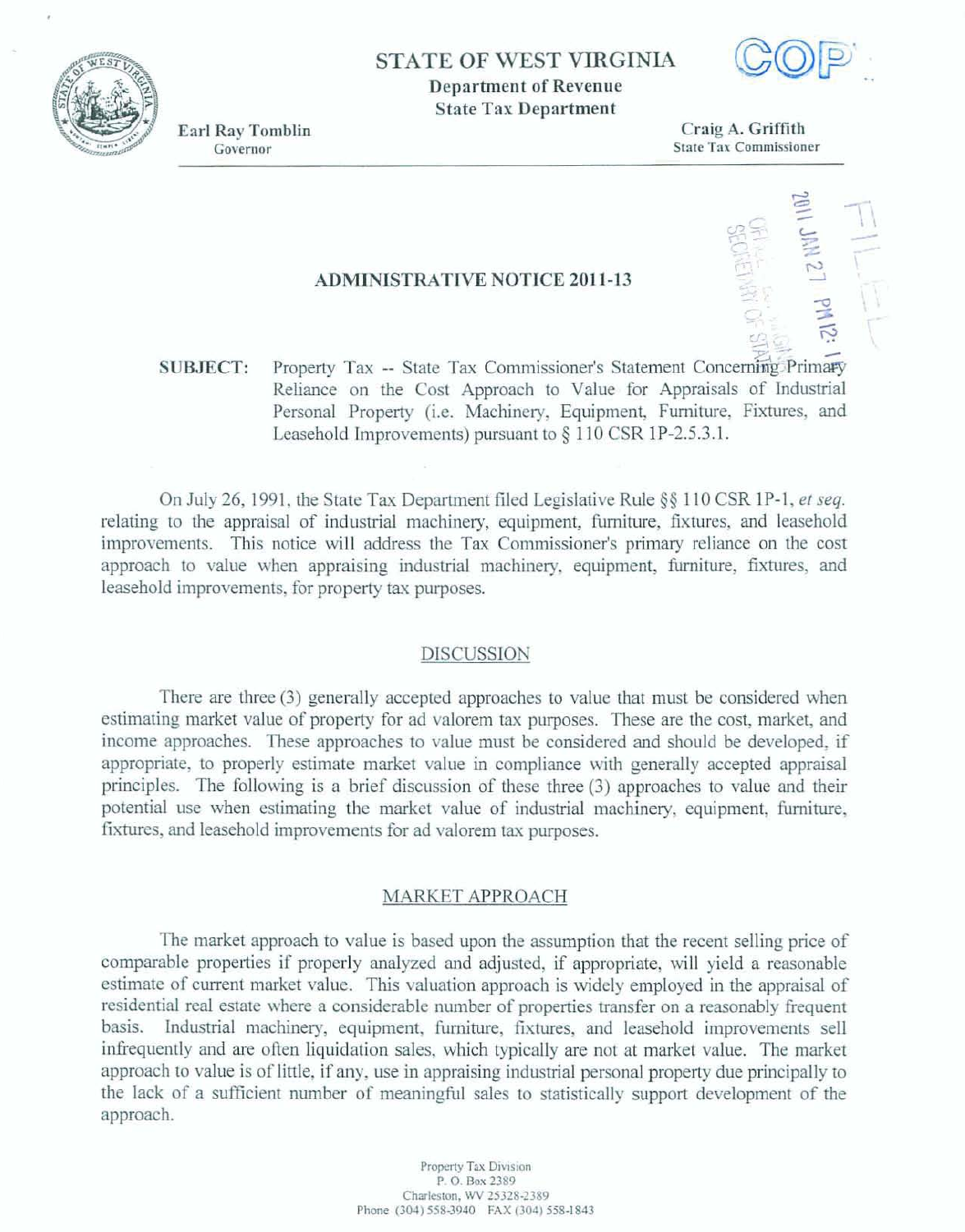STATE OF WEST VIRGINIA
Department of Revenue
State Tax Department

Earl Ray Tomblin
Governor

Craig A. Griffith
State Tax Commissioner

## ADMINISTRATIVE NOTICE 2011-13

**SUBJECT:** Property Tax -- State Tax Commissioner's Statement Concerning Primary Reliance on the Cost Approach to Value for Appraisals of Industrial Personal Property (i.e. Machinery, Equipment, Furniture, Fixtures, and Leasehold Improvements) pursuant to § 110 CSR 1P-2.5.3.1.

On July 26, 1991, the State Tax Department filed Legislative Rule §§ 110 CSR 1P-1, *et seq.* relating to the appraisal of industrial machinery, equipment, furniture, fixtures, and leasehold improvements. This notice will address the Tax Commissioner's primary reliance on the cost approach to value when appraising industrial machinery, equipment, furniture, fixtures, and leasehold improvements, for property tax purposes.

### DISCUSSION

There are three (3) generally accepted approaches to value that must be considered when estimating market value of property for ad valorem tax purposes. These are the cost, market, and income approaches. These approaches to value must be considered and should be developed, if appropriate, to properly estimate market value in compliance with generally accepted appraisal principles. The following is a brief discussion of these three (3) approaches to value and their potential use when estimating the market value of industrial machinery, equipment, furniture, fixtures, and leasehold improvements for ad valorem tax purposes.

### MARKET APPROACH

The market approach to value is based upon the assumption that the recent selling price of comparable properties if properly analyzed and adjusted, if appropriate, will yield a reasonable estimate of current market value. This valuation approach is widely employed in the appraisal of residential real estate where a considerable number of properties transfer on a reasonably frequent basis. Industrial machinery, equipment, furniture, fixtures, and leasehold improvements sell infrequently and are often liquidation sales, which typically are not at market value. The market approach to value is of little, if any, use in appraising industrial personal property due principally to the lack of a sufficient number of meaningful sales to statistically support development of the approach.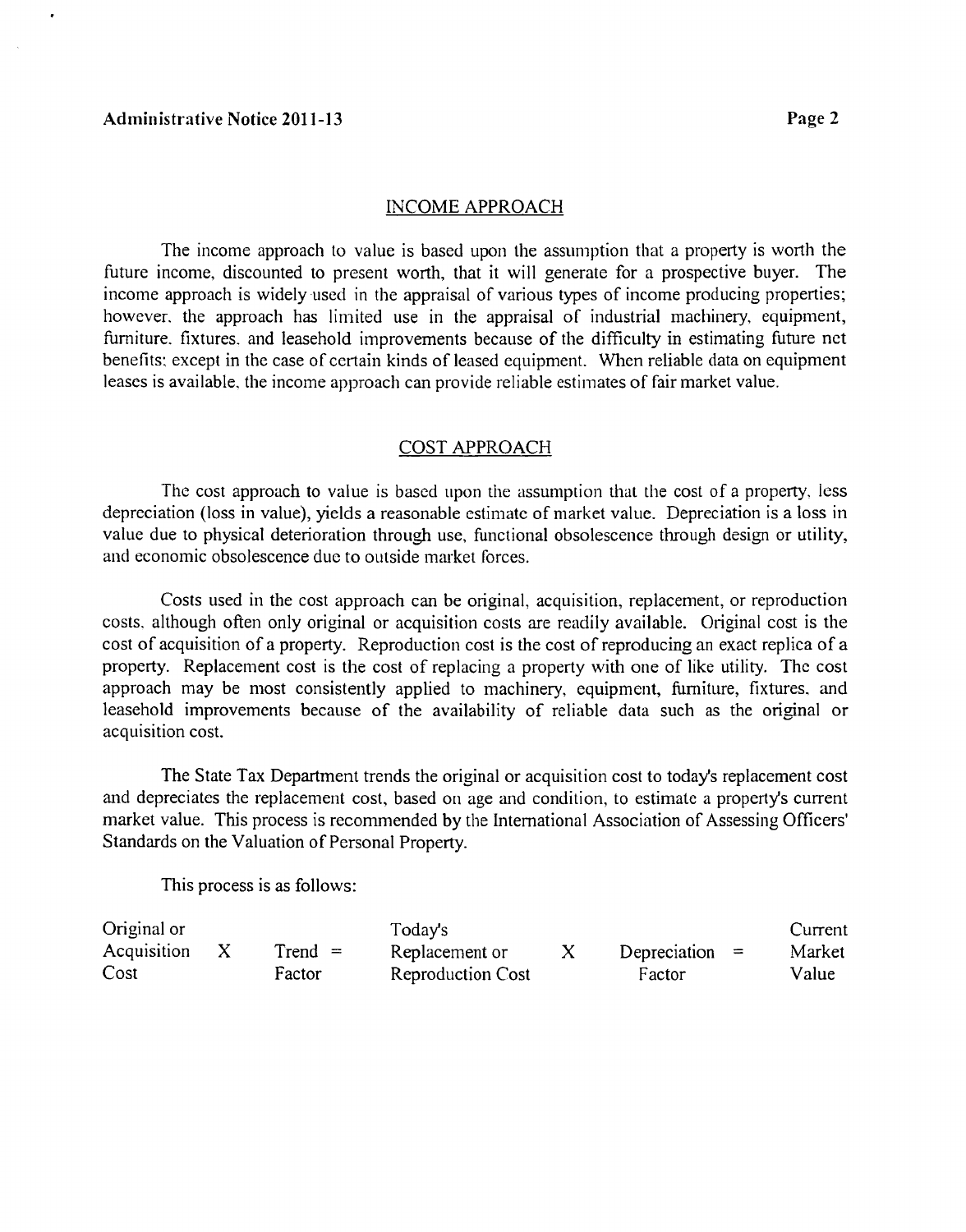## INCOME APPROACH

The income approach to value is based upon the assumption that a property is worth the future income, discounted to present worth, that it will generate for a prospective buyer. The income approach is widely used in the appraisal of various types of income producing properties; however, the approach has limited use in the appraisal of industrial machinery, equipment, furniture, fixtures, and leasehold improvements because of the difficulty in estimating future net benefits; except in the case of certain kinds of leased equipment. When reliable data on equipment leases is available, the income approach can provide reliable estimates of fair market value.

## COST APPROACH

The cost approach to value is based upon the assumption that the cost of a property, less depreciation (loss in value), yields a reasonable estimate of market value. Depreciation is a loss in value due to physical deterioration through use, functional obsolescence through design or utility, and economic obsolescence due to outside market forces.

Costs used in the cost approach can be original, acquisition, replacement, or reproduction costs, although often only original or acquisition costs are readily available. Original cost is the cost of acquisition of a property. Reproduction cost is the cost of reproducing an exact replica of a property. Replacement cost is the cost of replacing a property with one of like utility. The cost approach may be most consistently applied to machinery, equipment, furniture, fixtures, and leasehold improvements because of the availability of reliable data such as the original or acquisition cost.

The State Tax Department trends the original or acquisition cost to today's replacement cost and depreciates the replacement cost, based on age and condition, to estimate a property's current market value. This process is recommended by the International Association of Assessing Officers' Standards on the Valuation of Personal Property.

This process is as follows:

| Original or Acquisition Cost | X | Trend Factor | = | Today's Replacement or Reproduction Cost | X | Depreciation Factor | = | Current Market Value |
|---|---|---|---|---|---|---|---|---|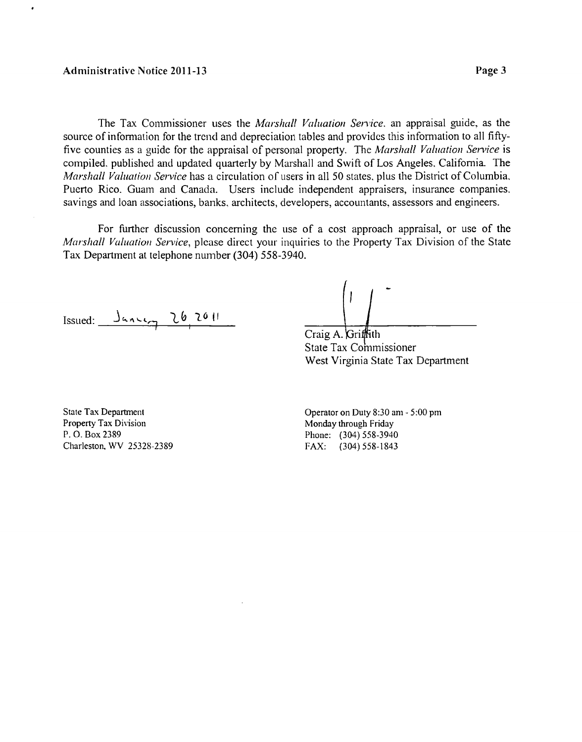The Tax Commissioner uses the *Marshall Valuation Service*, an appraisal guide, as the source of information for the trend and depreciation tables and provides this information to all fifty-five counties as a guide for the appraisal of personal property. The *Marshall Valuation Service* is compiled, published and updated quarterly by Marshall and Swift of Los Angeles, California. The *Marshall Valuation Service* has a circulation of users in all 50 states, plus the District of Columbia, Puerto Rico, Guam and Canada. Users include independent appraisers, insurance companies, savings and loan associations, banks, architects, developers, accountants, assessors and engineers.

For further discussion concerning the use of a cost approach appraisal, or use of the *Marshall Valuation Service*, please direct your inquiries to the Property Tax Division of the State Tax Department at telephone number (304) 558-3940.

Issued: January 26, 2011

Craig A. Griffith
State Tax Commissioner
West Virginia State Tax Department

State Tax Department
Property Tax Division
P. O. Box 2389
Charleston, WV 25328-2389

Operator on Duty 8:30 am - 5:00 pm
Monday through Friday
Phone: (304) 558-3940
FAX: (304) 558-1843